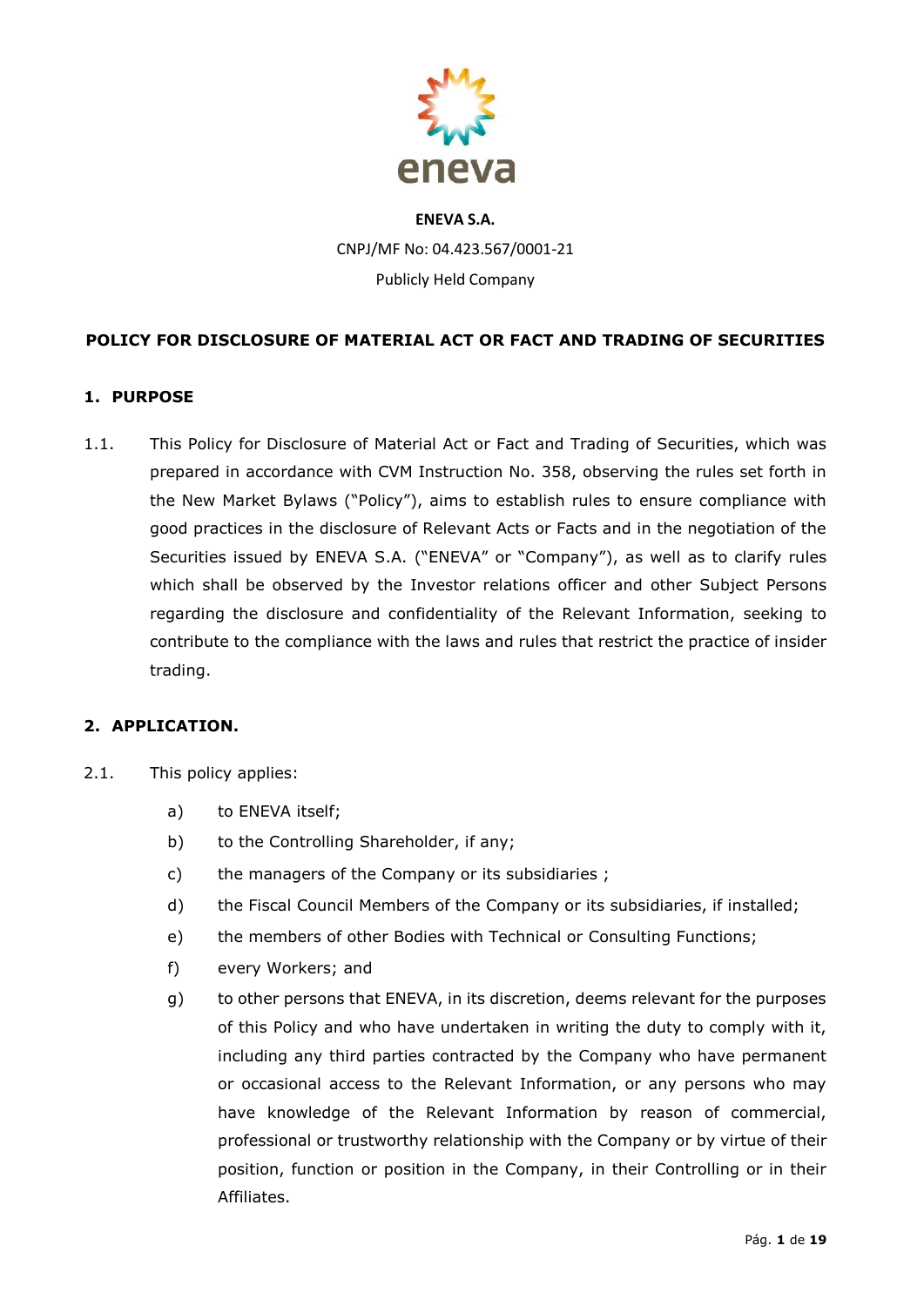**ENEVA S.A.**

CNPJ/MF No: 04.423.567/0001-21

Publicly Held Company

# POLICY FOR DISCLOSURE OF MATERIAL ACT OR FACT AND TRADING OF SECURITIES

## 1. PURPOSE

1.1. This Policy for Disclosure of Material Act or Fact and Trading of Securities, which was prepared in accordance with CVM Instruction No. 358, observing the rules set forth in the New Market Bylaws ("Policy"), aims to establish rules to ensure compliance with good practices in the disclosure of Relevant Acts or Facts and in the negotiation of the Securities issued by ENEVA S.A. ("ENEVA" or "Company"), as well as to clarify rules which shall be observed by the Investor relations officer and other Subject Persons regarding the disclosure and confidentiality of the Relevant Information, seeking to contribute to the compliance with the laws and rules that restrict the practice of insider trading.

## 2. APPLICATION.

2.1. This policy applies:

a) to ENEVA itself;

b) to the Controlling Shareholder, if any;

c) the managers of the Company or its subsidiaries ;

d) the Fiscal Council Members of the Company or its subsidiaries, if installed;

e) the members of other Bodies with Technical or Consulting Functions;

f) every Workers; and

g) to other persons that ENEVA, in its discretion, deems relevant for the purposes of this Policy and who have undertaken in writing the duty to comply with it, including any third parties contracted by the Company who have permanent or occasional access to the Relevant Information, or any persons who may have knowledge of the Relevant Information by reason of commercial, professional or trustworthy relationship with the Company or by virtue of their position, function or position in the Company, in their Controlling or in their Affiliates.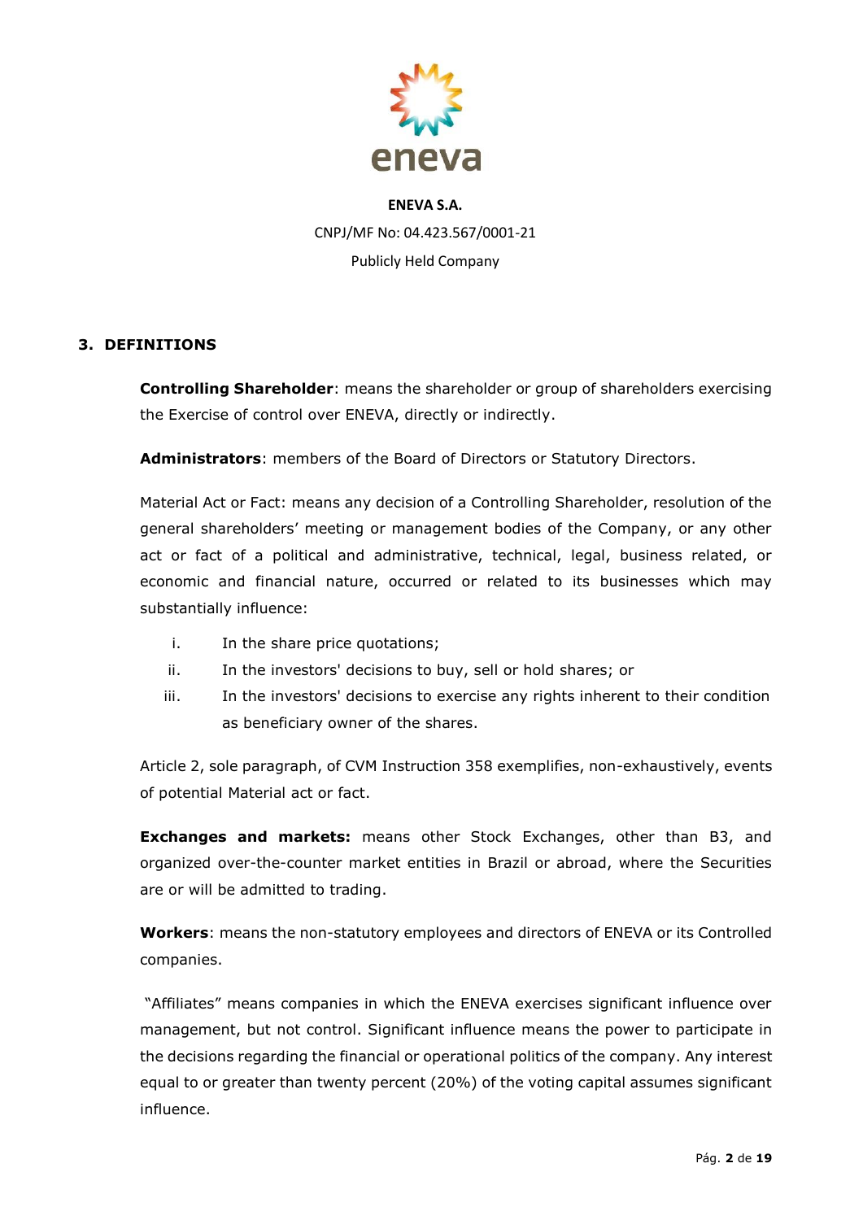**ENEVA S.A.**

CNPJ/MF No: 04.423.567/0001-21

Publicly Held Company

## 3. DEFINITIONS

**Controlling Shareholder**: means the shareholder or group of shareholders exercising the Exercise of control over ENEVA, directly or indirectly.

**Administrators**: members of the Board of Directors or Statutory Directors.

Material Act or Fact: means any decision of a Controlling Shareholder, resolution of the general shareholders' meeting or management bodies of the Company, or any other act or fact of a political and administrative, technical, legal, business related, or economic and financial nature, occurred or related to its businesses which may substantially influence:

i. In the share price quotations;
ii. In the investors' decisions to buy, sell or hold shares; or
iii. In the investors' decisions to exercise any rights inherent to their condition as beneficiary owner of the shares.

Article 2, sole paragraph, of CVM Instruction 358 exemplifies, non-exhaustively, events of potential Material act or fact.

**Exchanges and markets:** means other Stock Exchanges, other than B3, and organized over-the-counter market entities in Brazil or abroad, where the Securities are or will be admitted to trading.

**Workers**: means the non-statutory employees and directors of ENEVA or its Controlled companies.

"Affiliates" means companies in which the ENEVA exercises significant influence over management, but not control. Significant influence means the power to participate in the decisions regarding the financial or operational politics of the company. Any interest equal to or greater than twenty percent (20%) of the voting capital assumes significant influence.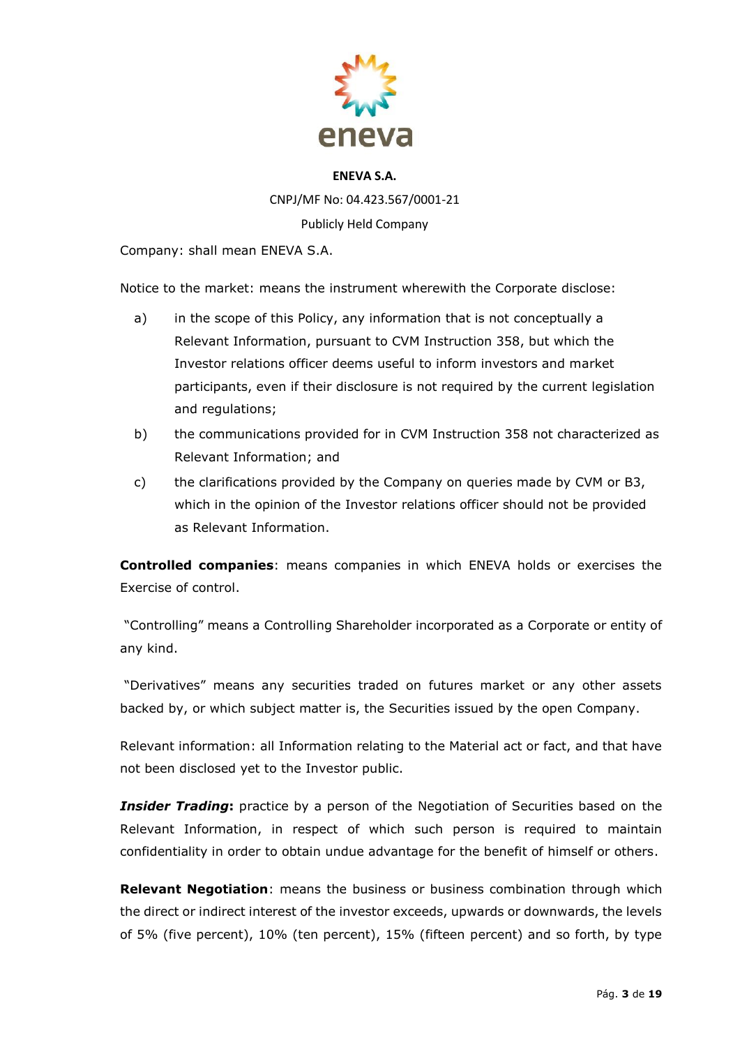**ENEVA S.A.**

CNPJ/MF No: 04.423.567/0001-21

Publicly Held Company

Company: shall mean ENEVA S.A.

Notice to the market: means the instrument wherewith the Corporate disclose:

a) in the scope of this Policy, any information that is not conceptually a Relevant Information, pursuant to CVM Instruction 358, but which the Investor relations officer deems useful to inform investors and market participants, even if their disclosure is not required by the current legislation and regulations;

b) the communications provided for in CVM Instruction 358 not characterized as Relevant Information; and

c) the clarifications provided by the Company on queries made by CVM or B3, which in the opinion of the Investor relations officer should not be provided as Relevant Information.

**Controlled companies**: means companies in which ENEVA holds or exercises the Exercise of control.

"Controlling" means a Controlling Shareholder incorporated as a Corporate or entity of any kind.

"Derivatives" means any securities traded on futures market or any other assets backed by, or which subject matter is, the Securities issued by the open Company.

Relevant information: all Information relating to the Material act or fact, and that have not been disclosed yet to the Investor public.

***Insider Trading*****:** practice by a person of the Negotiation of Securities based on the Relevant Information, in respect of which such person is required to maintain confidentiality in order to obtain undue advantage for the benefit of himself or others.

**Relevant Negotiation**: means the business or business combination through which the direct or indirect interest of the investor exceeds, upwards or downwards, the levels of 5% (five percent), 10% (ten percent), 15% (fifteen percent) and so forth, by type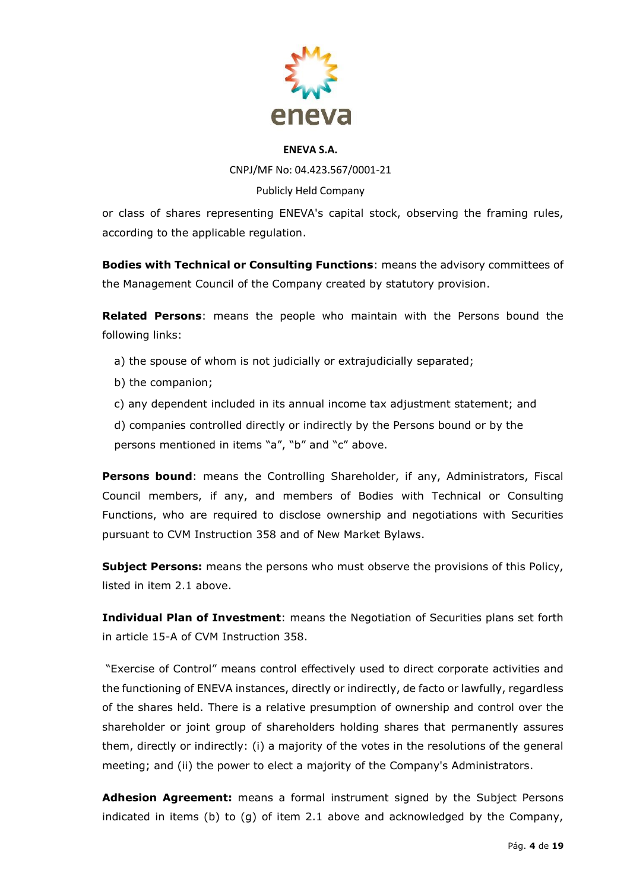or class of shares representing ENEVA's capital stock, observing the framing rules, according to the applicable regulation.

**Bodies with Technical or Consulting Functions**: means the advisory committees of the Management Council of the Company created by statutory provision.

**Related Persons**: means the people who maintain with the Persons bound the following links:

a) the spouse of whom is not judicially or extrajudicially separated;

b) the companion;

c) any dependent included in its annual income tax adjustment statement; and

d) companies controlled directly or indirectly by the Persons bound or by the persons mentioned in items "a", "b" and "c" above.

**Persons bound**: means the Controlling Shareholder, if any, Administrators, Fiscal Council members, if any, and members of Bodies with Technical or Consulting Functions, who are required to disclose ownership and negotiations with Securities pursuant to CVM Instruction 358 and of New Market Bylaws.

**Subject Persons:** means the persons who must observe the provisions of this Policy, listed in item 2.1 above.

**Individual Plan of Investment**: means the Negotiation of Securities plans set forth in article 15-A of CVM Instruction 358.

"Exercise of Control" means control effectively used to direct corporate activities and the functioning of ENEVA instances, directly or indirectly, de facto or lawfully, regardless of the shares held. There is a relative presumption of ownership and control over the shareholder or joint group of shareholders holding shares that permanently assures them, directly or indirectly: (i) a majority of the votes in the resolutions of the general meeting; and (ii) the power to elect a majority of the Company's Administrators.

**Adhesion Agreement:** means a formal instrument signed by the Subject Persons indicated in items (b) to (g) of item 2.1 above and acknowledged by the Company,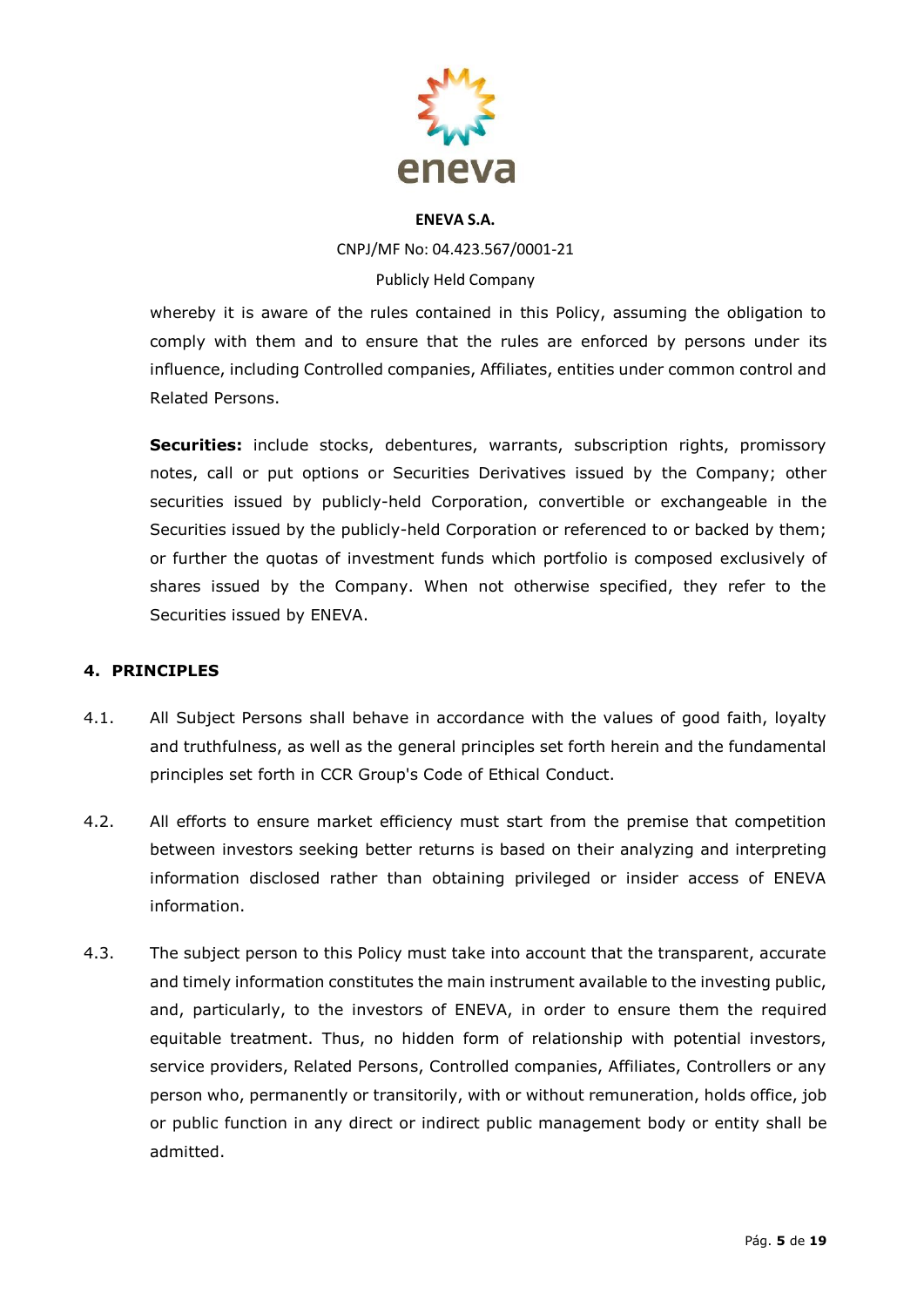whereby it is aware of the rules contained in this Policy, assuming the obligation to comply with them and to ensure that the rules are enforced by persons under its influence, including Controlled companies, Affiliates, entities under common control and Related Persons.

**Securities:** include stocks, debentures, warrants, subscription rights, promissory notes, call or put options or Securities Derivatives issued by the Company; other securities issued by publicly-held Corporation, convertible or exchangeable in the Securities issued by the publicly-held Corporation or referenced to or backed by them; or further the quotas of investment funds which portfolio is composed exclusively of shares issued by the Company. When not otherwise specified, they refer to the Securities issued by ENEVA.

## 4. PRINCIPLES

4.1. All Subject Persons shall behave in accordance with the values of good faith, loyalty and truthfulness, as well as the general principles set forth herein and the fundamental principles set forth in CCR Group's Code of Ethical Conduct.

4.2. All efforts to ensure market efficiency must start from the premise that competition between investors seeking better returns is based on their analyzing and interpreting information disclosed rather than obtaining privileged or insider access of ENEVA information.

4.3. The subject person to this Policy must take into account that the transparent, accurate and timely information constitutes the main instrument available to the investing public, and, particularly, to the investors of ENEVA, in order to ensure them the required equitable treatment. Thus, no hidden form of relationship with potential investors, service providers, Related Persons, Controlled companies, Affiliates, Controllers or any person who, permanently or transitorily, with or without remuneration, holds office, job or public function in any direct or indirect public management body or entity shall be admitted.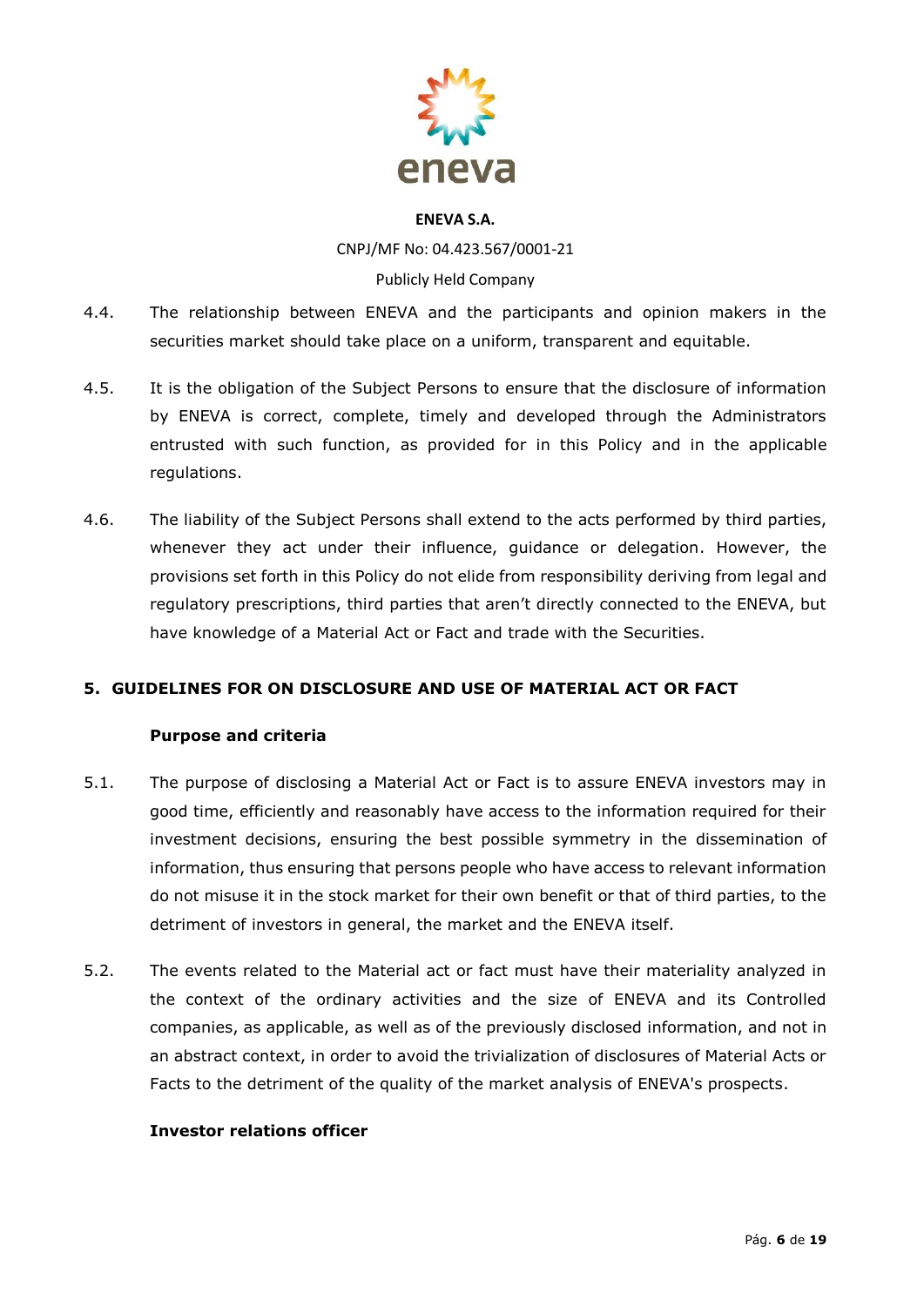4.4. The relationship between ENEVA and the participants and opinion makers in the securities market should take place on a uniform, transparent and equitable.

4.5. It is the obligation of the Subject Persons to ensure that the disclosure of information by ENEVA is correct, complete, timely and developed through the Administrators entrusted with such function, as provided for in this Policy and in the applicable regulations.

4.6. The liability of the Subject Persons shall extend to the acts performed by third parties, whenever they act under their influence, guidance or delegation. However, the provisions set forth in this Policy do not elide from responsibility deriving from legal and regulatory prescriptions, third parties that aren't directly connected to the ENEVA, but have knowledge of a Material Act or Fact and trade with the Securities.

## 5. GUIDELINES FOR ON DISCLOSURE AND USE OF MATERIAL ACT OR FACT

### Purpose and criteria

5.1. The purpose of disclosing a Material Act or Fact is to assure ENEVA investors may in good time, efficiently and reasonably have access to the information required for their investment decisions, ensuring the best possible symmetry in the dissemination of information, thus ensuring that persons people who have access to relevant information do not misuse it in the stock market for their own benefit or that of third parties, to the detriment of investors in general, the market and the ENEVA itself.

5.2. The events related to the Material act or fact must have their materiality analyzed in the context of the ordinary activities and the size of ENEVA and its Controlled companies, as applicable, as well as of the previously disclosed information, and not in an abstract context, in order to avoid the trivialization of disclosures of Material Acts or Facts to the detriment of the quality of the market analysis of ENEVA's prospects.

### Investor relations officer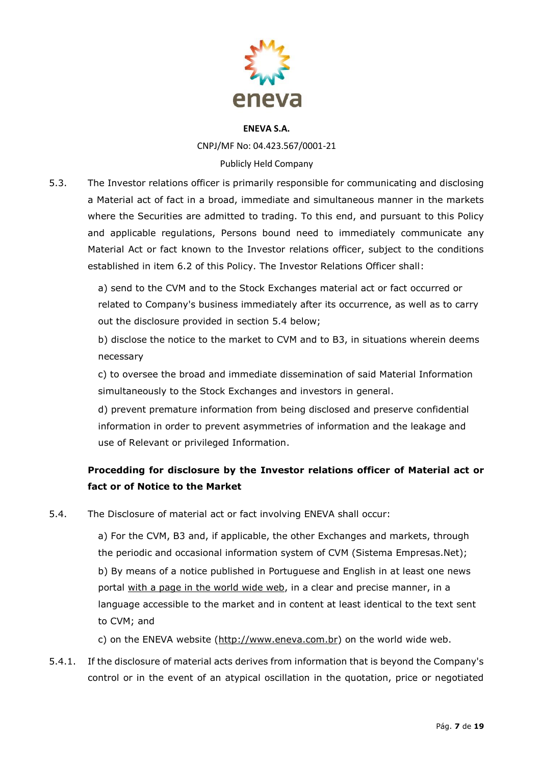**ENEVA S.A.**

CNPJ/MF No: 04.423.567/0001-21

Publicly Held Company

5.3. The Investor relations officer is primarily responsible for communicating and disclosing a Material act of fact in a broad, immediate and simultaneous manner in the markets where the Securities are admitted to trading. To this end, and pursuant to this Policy and applicable regulations, Persons bound need to immediately communicate any Material Act or fact known to the Investor relations officer, subject to the conditions established in item 6.2 of this Policy. The Investor Relations Officer shall:

a) send to the CVM and to the Stock Exchanges material act or fact occurred or related to Company's business immediately after its occurrence, as well as to carry out the disclosure provided in section 5.4 below;

b) disclose the notice to the market to CVM and to B3, in situations wherein deems necessary

c) to oversee the broad and immediate dissemination of said Material Information simultaneously to the Stock Exchanges and investors in general.

d) prevent premature information from being disclosed and preserve confidential information in order to prevent asymmetries of information and the leakage and use of Relevant or privileged Information.

**Procedding for disclosure by the Investor relations officer of Material act or fact or of Notice to the Market**

5.4. The Disclosure of material act or fact involving ENEVA shall occur:

a) For the CVM, B3 and, if applicable, the other Exchanges and markets, through the periodic and occasional information system of CVM (Sistema Empresas.Net);

b) By means of a notice published in Portuguese and English in at least one news portal with a page in the world wide web, in a clear and precise manner, in a language accessible to the market and in content at least identical to the text sent to CVM; and

c) on the ENEVA website (http://www.eneva.com.br) on the world wide web.

5.4.1. If the disclosure of material acts derives from information that is beyond the Company's control or in the event of an atypical oscillation in the quotation, price or negotiated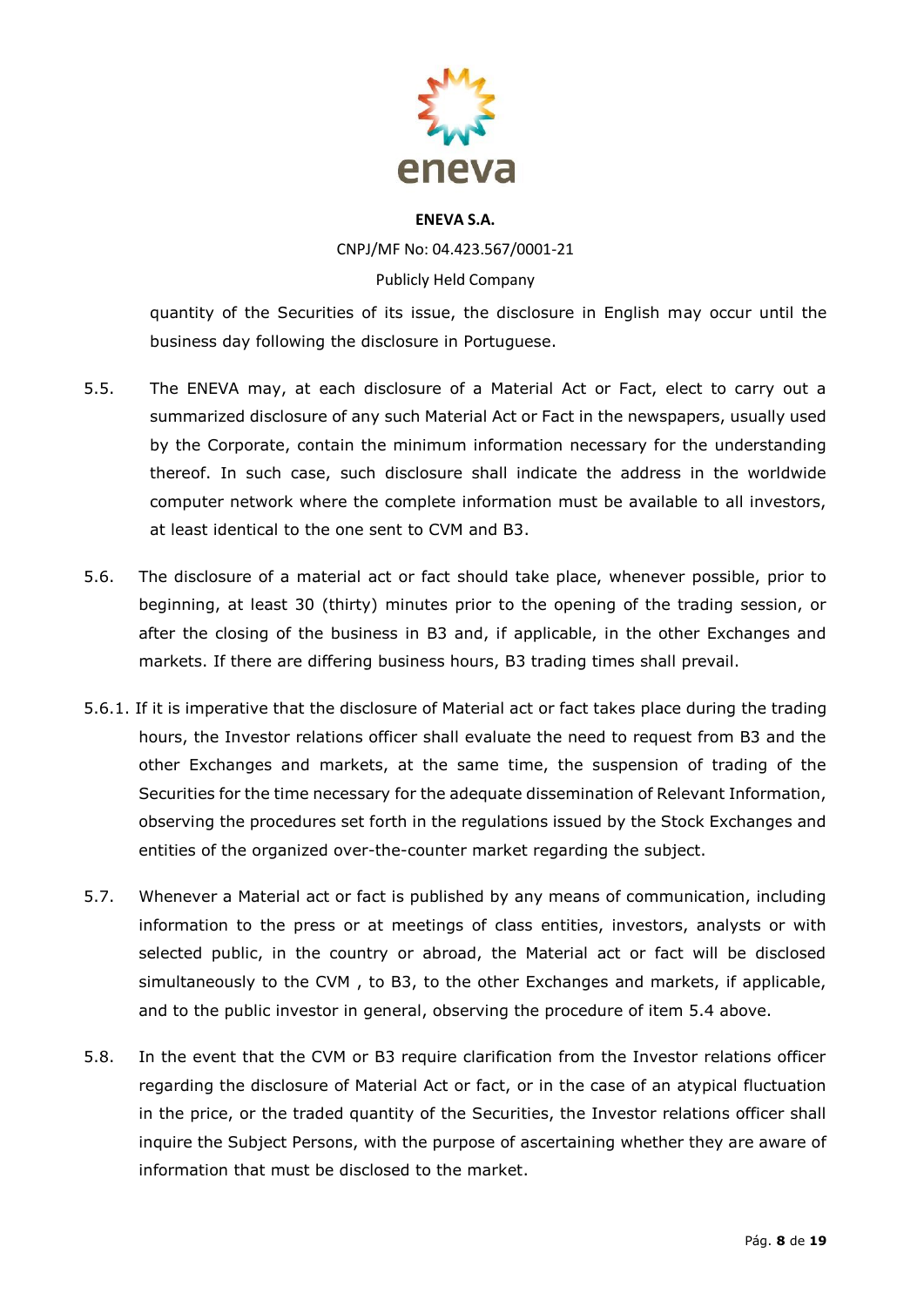quantity of the Securities of its issue, the disclosure in English may occur until the business day following the disclosure in Portuguese.

5.5. The ENEVA may, at each disclosure of a Material Act or Fact, elect to carry out a summarized disclosure of any such Material Act or Fact in the newspapers, usually used by the Corporate, contain the minimum information necessary for the understanding thereof. In such case, such disclosure shall indicate the address in the worldwide computer network where the complete information must be available to all investors, at least identical to the one sent to CVM and B3.

5.6. The disclosure of a material act or fact should take place, whenever possible, prior to beginning, at least 30 (thirty) minutes prior to the opening of the trading session, or after the closing of the business in B3 and, if applicable, in the other Exchanges and markets. If there are differing business hours, B3 trading times shall prevail.

5.6.1. If it is imperative that the disclosure of Material act or fact takes place during the trading hours, the Investor relations officer shall evaluate the need to request from B3 and the other Exchanges and markets, at the same time, the suspension of trading of the Securities for the time necessary for the adequate dissemination of Relevant Information, observing the procedures set forth in the regulations issued by the Stock Exchanges and entities of the organized over-the-counter market regarding the subject.

5.7. Whenever a Material act or fact is published by any means of communication, including information to the press or at meetings of class entities, investors, analysts or with selected public, in the country or abroad, the Material act or fact will be disclosed simultaneously to the CVM , to B3, to the other Exchanges and markets, if applicable, and to the public investor in general, observing the procedure of item 5.4 above.

5.8. In the event that the CVM or B3 require clarification from the Investor relations officer regarding the disclosure of Material Act or fact, or in the case of an atypical fluctuation in the price, or the traded quantity of the Securities, the Investor relations officer shall inquire the Subject Persons, with the purpose of ascertaining whether they are aware of information that must be disclosed to the market.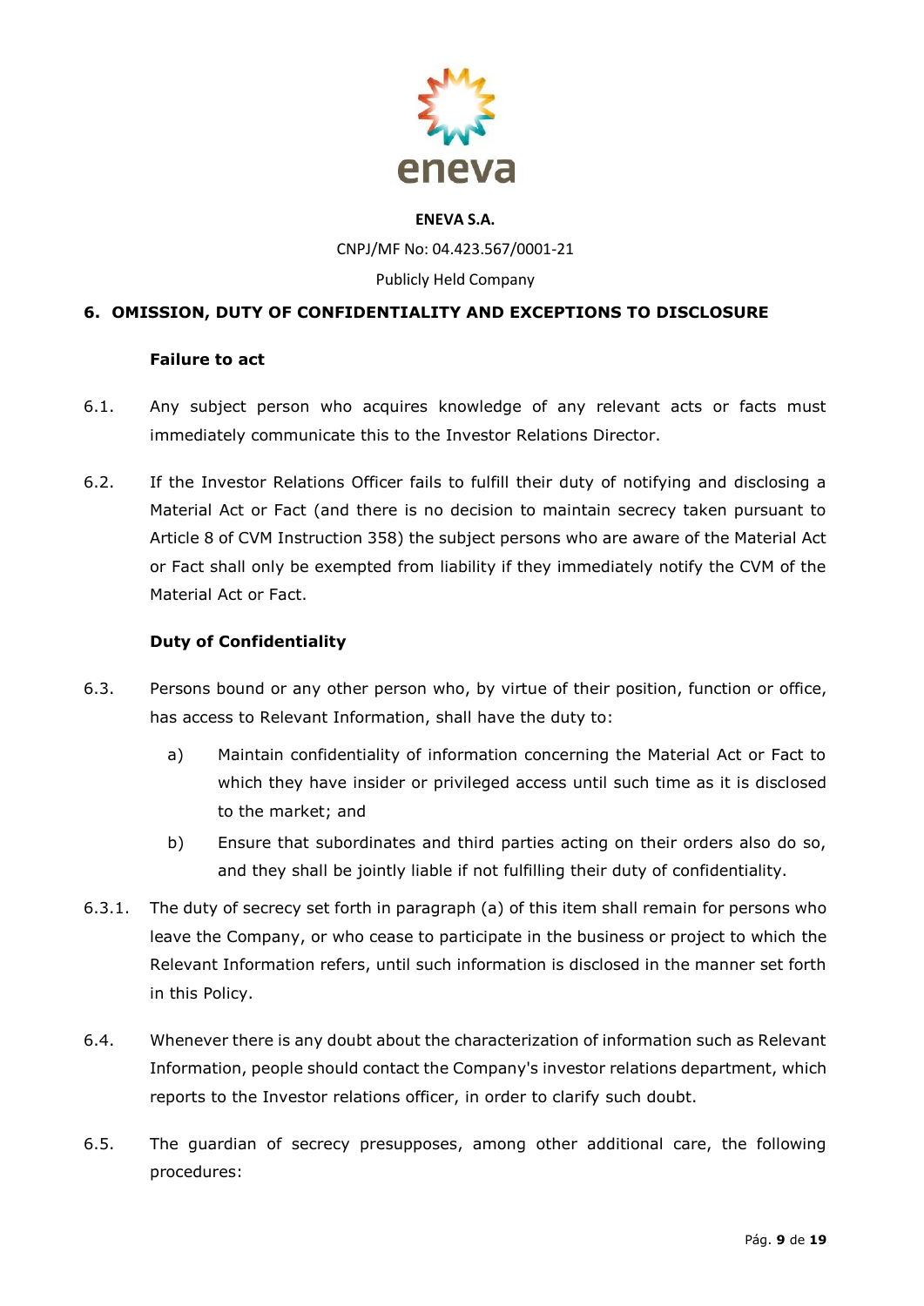## 6. OMISSION, DUTY OF CONFIDENTIALITY AND EXCEPTIONS TO DISCLOSURE

**Failure to act**

6.1. Any subject person who acquires knowledge of any relevant acts or facts must immediately communicate this to the Investor Relations Director.

6.2. If the Investor Relations Officer fails to fulfill their duty of notifying and disclosing a Material Act or Fact (and there is no decision to maintain secrecy taken pursuant to Article 8 of CVM Instruction 358) the subject persons who are aware of the Material Act or Fact shall only be exempted from liability if they immediately notify the CVM of the Material Act or Fact.

**Duty of Confidentiality**

6.3. Persons bound or any other person who, by virtue of their position, function or office, has access to Relevant Information, shall have the duty to:

a) Maintain confidentiality of information concerning the Material Act or Fact to which they have insider or privileged access until such time as it is disclosed to the market; and

b) Ensure that subordinates and third parties acting on their orders also do so, and they shall be jointly liable if not fulfilling their duty of confidentiality.

6.3.1. The duty of secrecy set forth in paragraph (a) of this item shall remain for persons who leave the Company, or who cease to participate in the business or project to which the Relevant Information refers, until such information is disclosed in the manner set forth in this Policy.

6.4. Whenever there is any doubt about the characterization of information such as Relevant Information, people should contact the Company's investor relations department, which reports to the Investor relations officer, in order to clarify such doubt.

6.5. The guardian of secrecy presupposes, among other additional care, the following procedures: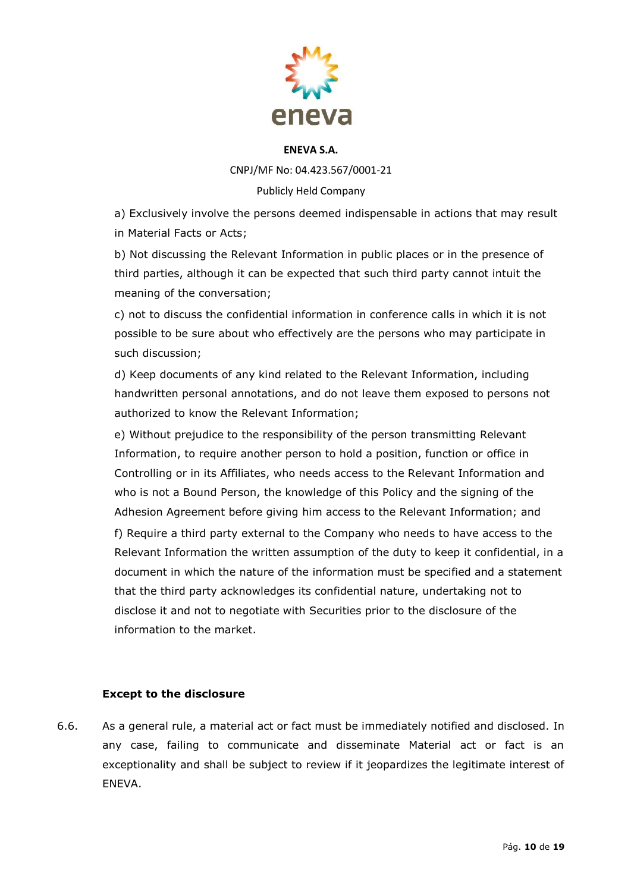a) Exclusively involve the persons deemed indispensable in actions that may result in Material Facts or Acts;

b) Not discussing the Relevant Information in public places or in the presence of third parties, although it can be expected that such third party cannot intuit the meaning of the conversation;

c) not to discuss the confidential information in conference calls in which it is not possible to be sure about who effectively are the persons who may participate in such discussion;

d) Keep documents of any kind related to the Relevant Information, including handwritten personal annotations, and do not leave them exposed to persons not authorized to know the Relevant Information;

e) Without prejudice to the responsibility of the person transmitting Relevant Information, to require another person to hold a position, function or office in Controlling or in its Affiliates, who needs access to the Relevant Information and who is not a Bound Person, the knowledge of this Policy and the signing of the Adhesion Agreement before giving him access to the Relevant Information; and

f) Require a third party external to the Company who needs to have access to the Relevant Information the written assumption of the duty to keep it confidential, in a document in which the nature of the information must be specified and a statement that the third party acknowledges its confidential nature, undertaking not to disclose it and not to negotiate with Securities prior to the disclosure of the information to the market.

**Except to the disclosure**

6.6. As a general rule, a material act or fact must be immediately notified and disclosed. In any case, failing to communicate and disseminate Material act or fact is an exceptionality and shall be subject to review if it jeopardizes the legitimate interest of ENEVA.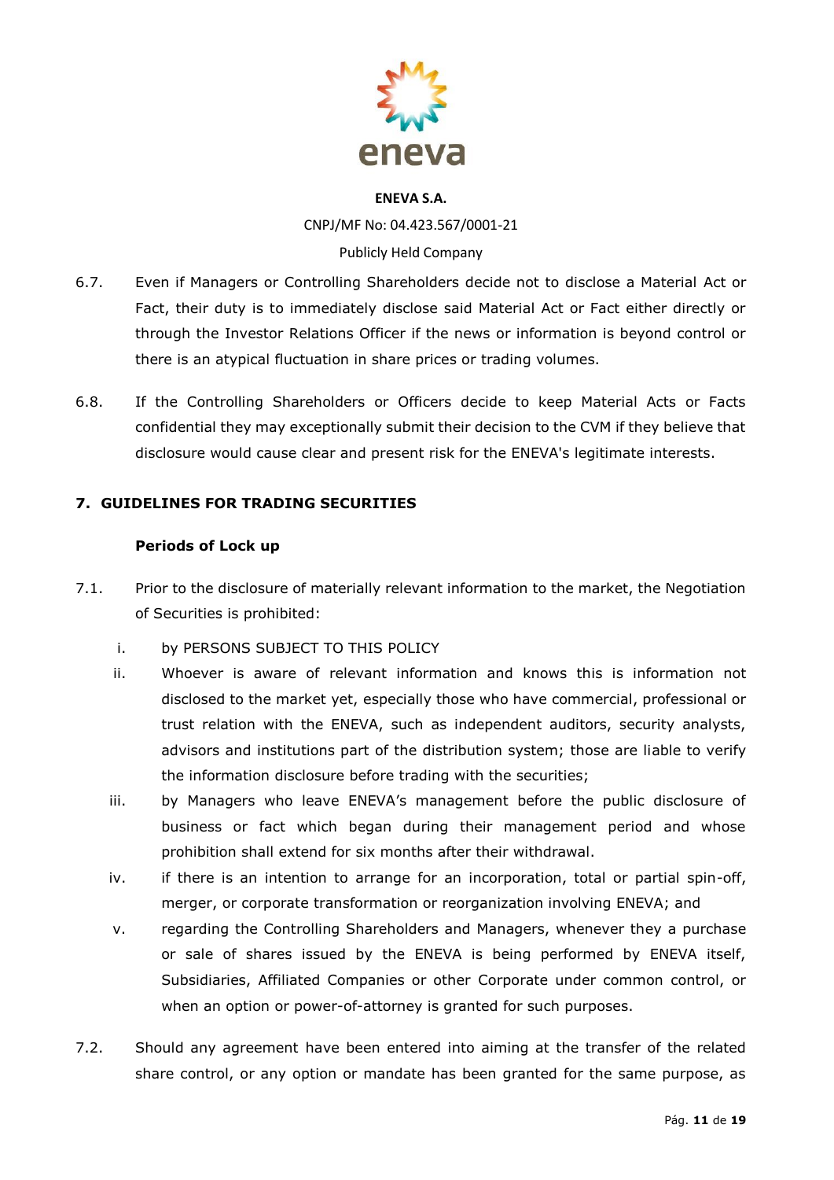6.7. Even if Managers or Controlling Shareholders decide not to disclose a Material Act or Fact, their duty is to immediately disclose said Material Act or Fact either directly or through the Investor Relations Officer if the news or information is beyond control or there is an atypical fluctuation in share prices or trading volumes.

6.8. If the Controlling Shareholders or Officers decide to keep Material Acts or Facts confidential they may exceptionally submit their decision to the CVM if they believe that disclosure would cause clear and present risk for the ENEVA's legitimate interests.

## 7. GUIDELINES FOR TRADING SECURITIES

### Periods of Lock up

7.1. Prior to the disclosure of materially relevant information to the market, the Negotiation of Securities is prohibited:

i. by PERSONS SUBJECT TO THIS POLICY

ii. Whoever is aware of relevant information and knows this is information not disclosed to the market yet, especially those who have commercial, professional or trust relation with the ENEVA, such as independent auditors, security analysts, advisors and institutions part of the distribution system; those are liable to verify the information disclosure before trading with the securities;

iii. by Managers who leave ENEVA's management before the public disclosure of business or fact which began during their management period and whose prohibition shall extend for six months after their withdrawal.

iv. if there is an intention to arrange for an incorporation, total or partial spin-off, merger, or corporate transformation or reorganization involving ENEVA; and

v. regarding the Controlling Shareholders and Managers, whenever they a purchase or sale of shares issued by the ENEVA is being performed by ENEVA itself, Subsidiaries, Affiliated Companies or other Corporate under common control, or when an option or power-of-attorney is granted for such purposes.

7.2. Should any agreement have been entered into aiming at the transfer of the related share control, or any option or mandate has been granted for the same purpose, as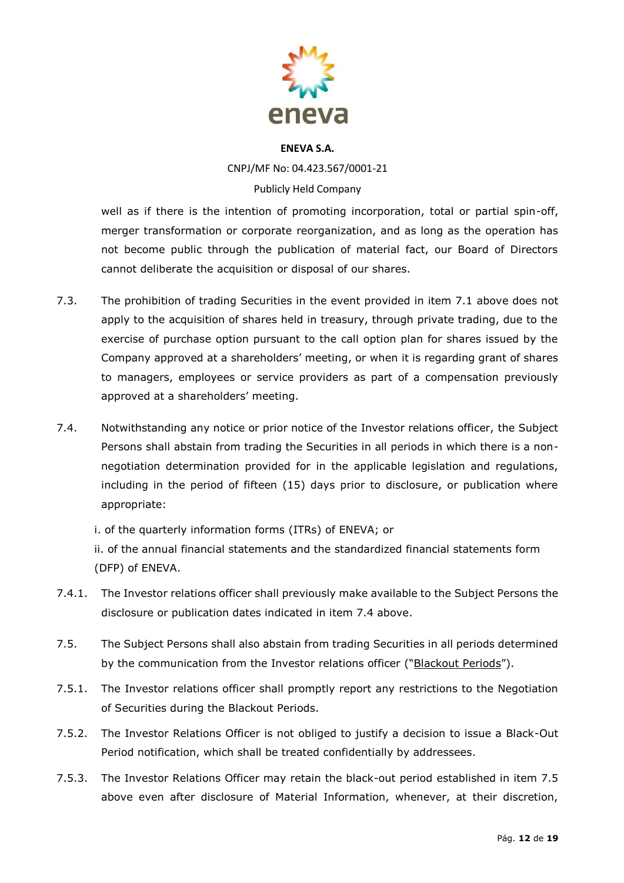well as if there is the intention of promoting incorporation, total or partial spin-off, merger transformation or corporate reorganization, and as long as the operation has not become public through the publication of material fact, our Board of Directors cannot deliberate the acquisition or disposal of our shares.

7.3. The prohibition of trading Securities in the event provided in item 7.1 above does not apply to the acquisition of shares held in treasury, through private trading, due to the exercise of purchase option pursuant to the call option plan for shares issued by the Company approved at a shareholders' meeting, or when it is regarding grant of shares to managers, employees or service providers as part of a compensation previously approved at a shareholders' meeting.

7.4. Notwithstanding any notice or prior notice of the Investor relations officer, the Subject Persons shall abstain from trading the Securities in all periods in which there is a non-negotiation determination provided for in the applicable legislation and regulations, including in the period of fifteen (15) days prior to disclosure, or publication where appropriate:

i. of the quarterly information forms (ITRs) of ENEVA; or

ii. of the annual financial statements and the standardized financial statements form (DFP) of ENEVA.

7.4.1. The Investor relations officer shall previously make available to the Subject Persons the disclosure or publication dates indicated in item 7.4 above.

7.5. The Subject Persons shall also abstain from trading Securities in all periods determined by the communication from the Investor relations officer ("Blackout Periods").

7.5.1. The Investor relations officer shall promptly report any restrictions to the Negotiation of Securities during the Blackout Periods.

7.5.2. The Investor Relations Officer is not obliged to justify a decision to issue a Black-Out Period notification, which shall be treated confidentially by addressees.

7.5.3. The Investor Relations Officer may retain the black-out period established in item 7.5 above even after disclosure of Material Information, whenever, at their discretion,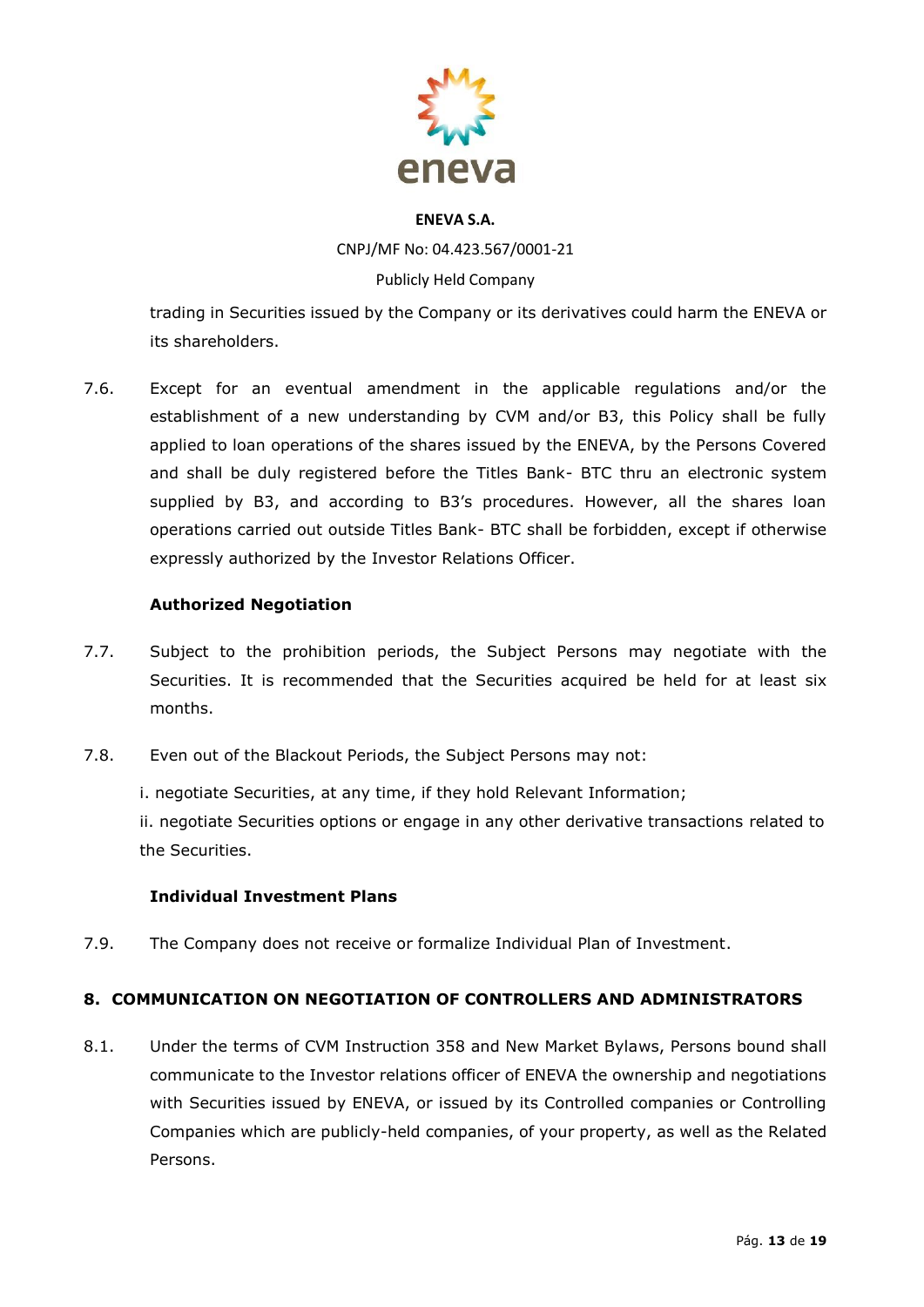trading in Securities issued by the Company or its derivatives could harm the ENEVA or its shareholders.

7.6. Except for an eventual amendment in the applicable regulations and/or the establishment of a new understanding by CVM and/or B3, this Policy shall be fully applied to loan operations of the shares issued by the ENEVA, by the Persons Covered and shall be duly registered before the Titles Bank- BTC thru an electronic system supplied by B3, and according to B3's procedures. However, all the shares loan operations carried out outside Titles Bank- BTC shall be forbidden, except if otherwise expressly authorized by the Investor Relations Officer.

**Authorized Negotiation**

7.7. Subject to the prohibition periods, the Subject Persons may negotiate with the Securities. It is recommended that the Securities acquired be held for at least six months.

7.8. Even out of the Blackout Periods, the Subject Persons may not:

i. negotiate Securities, at any time, if they hold Relevant Information;
ii. negotiate Securities options or engage in any other derivative transactions related to the Securities.

**Individual Investment Plans**

7.9. The Company does not receive or formalize Individual Plan of Investment.

## 8. COMMUNICATION ON NEGOTIATION OF CONTROLLERS AND ADMINISTRATORS

8.1. Under the terms of CVM Instruction 358 and New Market Bylaws, Persons bound shall communicate to the Investor relations officer of ENEVA the ownership and negotiations with Securities issued by ENEVA, or issued by its Controlled companies or Controlling Companies which are publicly-held companies, of your property, as well as the Related Persons.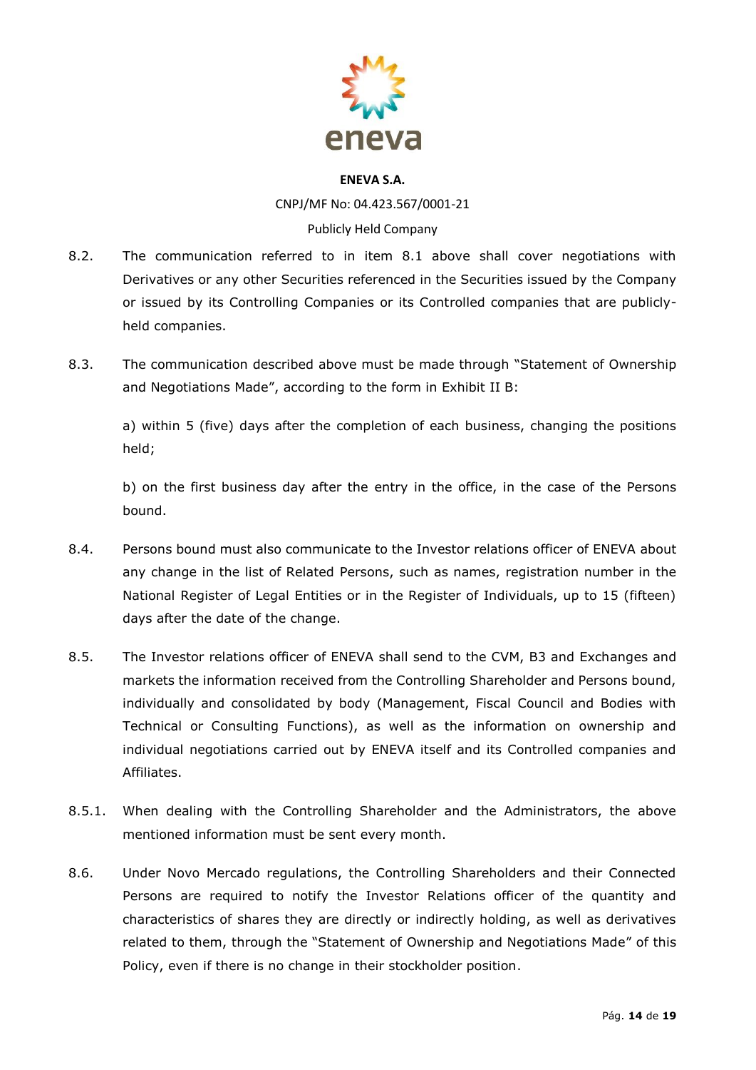8.2. The communication referred to in item 8.1 above shall cover negotiations with Derivatives or any other Securities referenced in the Securities issued by the Company or issued by its Controlling Companies or its Controlled companies that are publicly-held companies.

8.3. The communication described above must be made through "Statement of Ownership and Negotiations Made", according to the form in Exhibit II B:

a) within 5 (five) days after the completion of each business, changing the positions held;

b) on the first business day after the entry in the office, in the case of the Persons bound.

8.4. Persons bound must also communicate to the Investor relations officer of ENEVA about any change in the list of Related Persons, such as names, registration number in the National Register of Legal Entities or in the Register of Individuals, up to 15 (fifteen) days after the date of the change.

8.5. The Investor relations officer of ENEVA shall send to the CVM, B3 and Exchanges and markets the information received from the Controlling Shareholder and Persons bound, individually and consolidated by body (Management, Fiscal Council and Bodies with Technical or Consulting Functions), as well as the information on ownership and individual negotiations carried out by ENEVA itself and its Controlled companies and Affiliates.

8.5.1. When dealing with the Controlling Shareholder and the Administrators, the above mentioned information must be sent every month.

8.6. Under Novo Mercado regulations, the Controlling Shareholders and their Connected Persons are required to notify the Investor Relations officer of the quantity and characteristics of shares they are directly or indirectly holding, as well as derivatives related to them, through the "Statement of Ownership and Negotiations Made" of this Policy, even if there is no change in their stockholder position.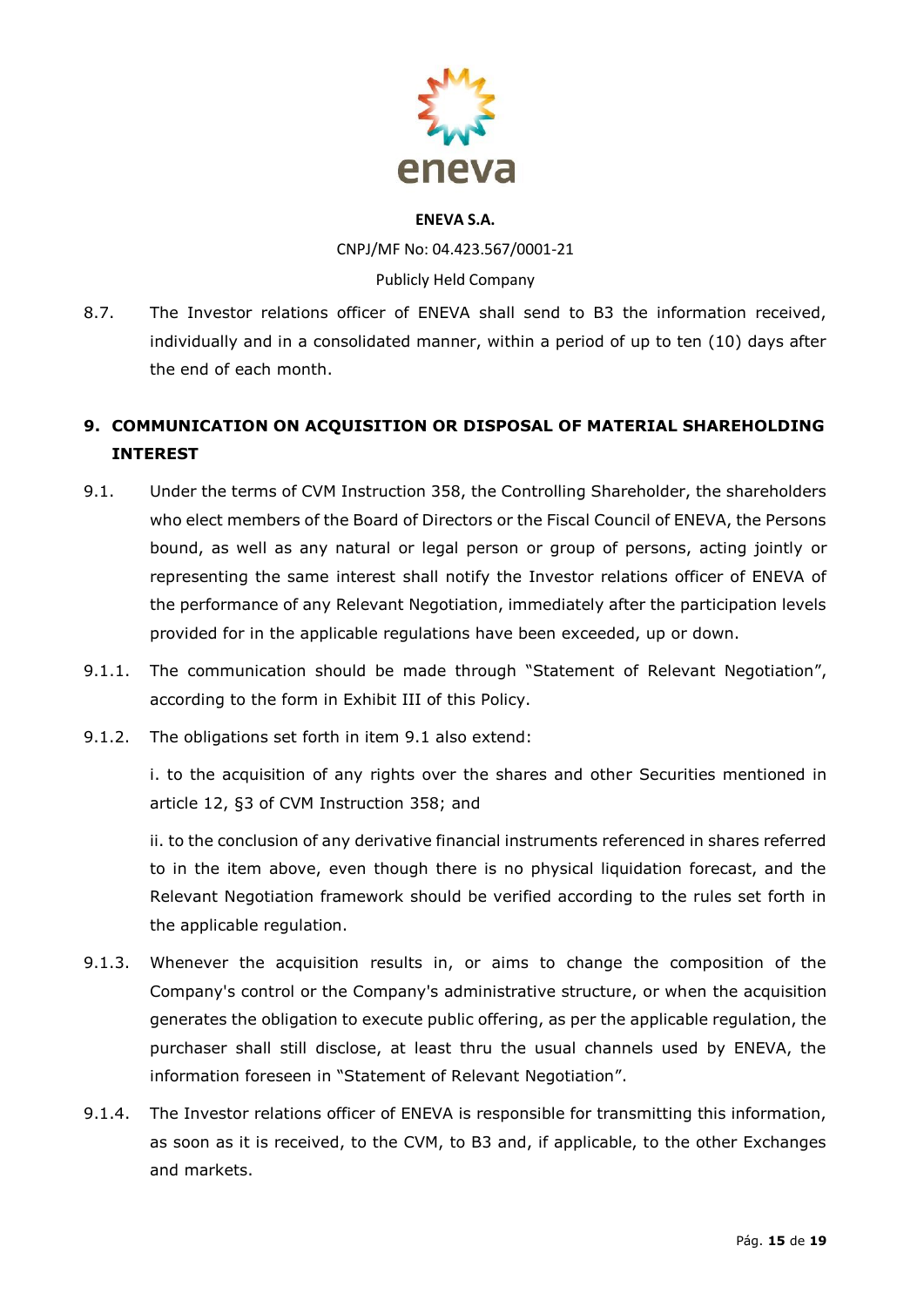8.7. The Investor relations officer of ENEVA shall send to B3 the information received, individually and in a consolidated manner, within a period of up to ten (10) days after the end of each month.

## 9. COMMUNICATION ON ACQUISITION OR DISPOSAL OF MATERIAL SHAREHOLDING INTEREST

9.1. Under the terms of CVM Instruction 358, the Controlling Shareholder, the shareholders who elect members of the Board of Directors or the Fiscal Council of ENEVA, the Persons bound, as well as any natural or legal person or group of persons, acting jointly or representing the same interest shall notify the Investor relations officer of ENEVA of the performance of any Relevant Negotiation, immediately after the participation levels provided for in the applicable regulations have been exceeded, up or down.

9.1.1. The communication should be made through "Statement of Relevant Negotiation", according to the form in Exhibit III of this Policy.

9.1.2. The obligations set forth in item 9.1 also extend:

i. to the acquisition of any rights over the shares and other Securities mentioned in article 12, §3 of CVM Instruction 358; and

ii. to the conclusion of any derivative financial instruments referenced in shares referred to in the item above, even though there is no physical liquidation forecast, and the Relevant Negotiation framework should be verified according to the rules set forth in the applicable regulation.

9.1.3. Whenever the acquisition results in, or aims to change the composition of the Company's control or the Company's administrative structure, or when the acquisition generates the obligation to execute public offering, as per the applicable regulation, the purchaser shall still disclose, at least thru the usual channels used by ENEVA, the information foreseen in "Statement of Relevant Negotiation".

9.1.4. The Investor relations officer of ENEVA is responsible for transmitting this information, as soon as it is received, to the CVM, to B3 and, if applicable, to the other Exchanges and markets.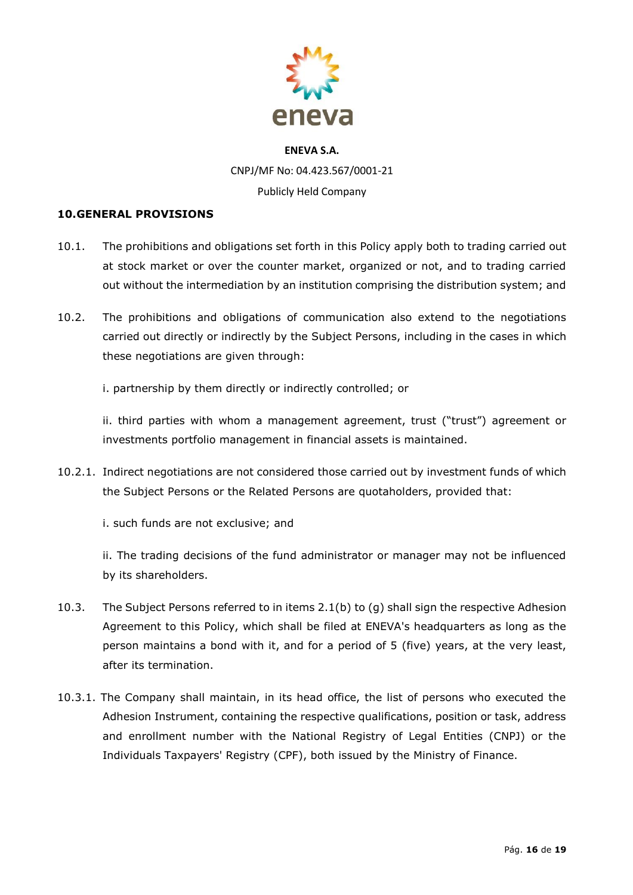**ENEVA S.A.**

CNPJ/MF No: 04.423.567/0001-21

Publicly Held Company

## 10.GENERAL PROVISIONS

10.1. The prohibitions and obligations set forth in this Policy apply both to trading carried out at stock market or over the counter market, organized or not, and to trading carried out without the intermediation by an institution comprising the distribution system; and

10.2. The prohibitions and obligations of communication also extend to the negotiations carried out directly or indirectly by the Subject Persons, including in the cases in which these negotiations are given through:

i. partnership by them directly or indirectly controlled; or

ii. third parties with whom a management agreement, trust ("trust") agreement or investments portfolio management in financial assets is maintained.

10.2.1. Indirect negotiations are not considered those carried out by investment funds of which the Subject Persons or the Related Persons are quotaholders, provided that:

i. such funds are not exclusive; and

ii. The trading decisions of the fund administrator or manager may not be influenced by its shareholders.

10.3. The Subject Persons referred to in items 2.1(b) to (g) shall sign the respective Adhesion Agreement to this Policy, which shall be filed at ENEVA's headquarters as long as the person maintains a bond with it, and for a period of 5 (five) years, at the very least, after its termination.

10.3.1. The Company shall maintain, in its head office, the list of persons who executed the Adhesion Instrument, containing the respective qualifications, position or task, address and enrollment number with the National Registry of Legal Entities (CNPJ) or the Individuals Taxpayers' Registry (CPF), both issued by the Ministry of Finance.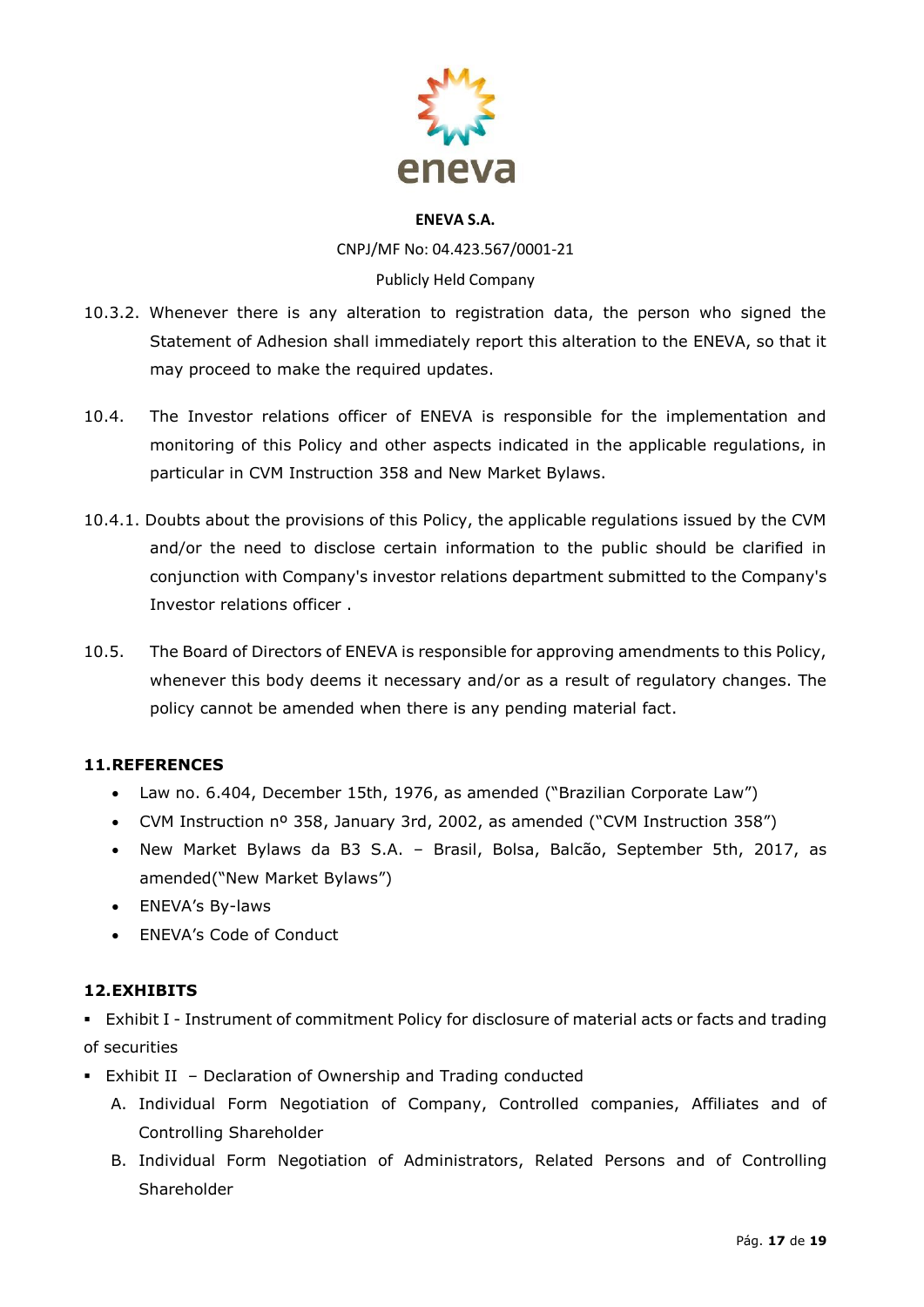10.3.2. Whenever there is any alteration to registration data, the person who signed the Statement of Adhesion shall immediately report this alteration to the ENEVA, so that it may proceed to make the required updates.

10.4. The Investor relations officer of ENEVA is responsible for the implementation and monitoring of this Policy and other aspects indicated in the applicable regulations, in particular in CVM Instruction 358 and New Market Bylaws.

10.4.1. Doubts about the provisions of this Policy, the applicable regulations issued by the CVM and/or the need to disclose certain information to the public should be clarified in conjunction with Company's investor relations department submitted to the Company's Investor relations officer .

10.5. The Board of Directors of ENEVA is responsible for approving amendments to this Policy, whenever this body deems it necessary and/or as a result of regulatory changes. The policy cannot be amended when there is any pending material fact.

## 11. REFERENCES

- Law no. 6.404, December 15th, 1976, as amended ("Brazilian Corporate Law")
- CVM Instruction nº 358, January 3rd, 2002, as amended ("CVM Instruction 358")
- New Market Bylaws da B3 S.A. – Brasil, Bolsa, Balcão, September 5th, 2017, as amended("New Market Bylaws")
- ENEVA's By-laws
- ENEVA's Code of Conduct

## 12. EXHIBITS

- Exhibit I - Instrument of commitment Policy for disclosure of material acts or facts and trading of securities
- Exhibit II – Declaration of Ownership and Trading conducted
  - A. Individual Form Negotiation of Company, Controlled companies, Affiliates and of Controlling Shareholder
  - B. Individual Form Negotiation of Administrators, Related Persons and of Controlling Shareholder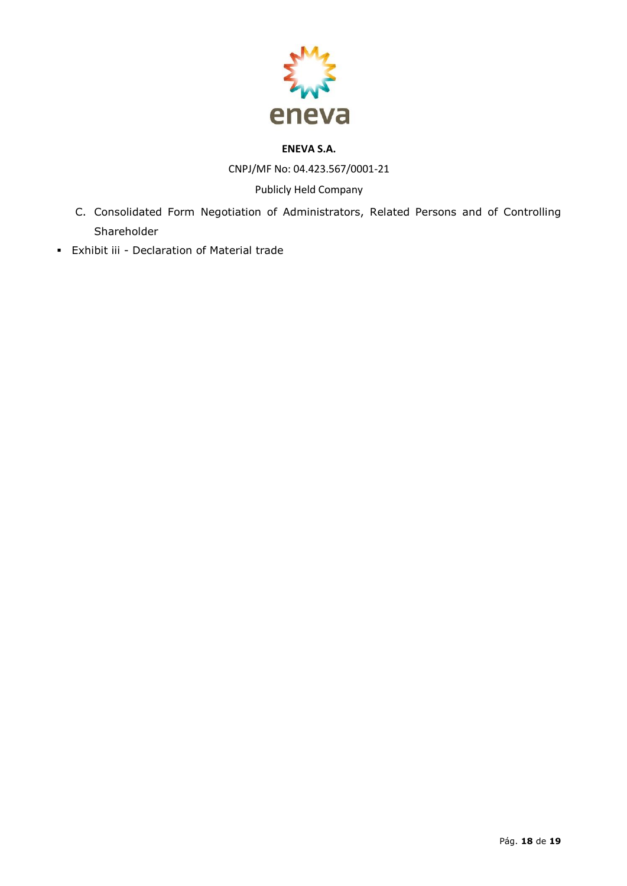**ENEVA S.A.**

CNPJ/MF No: 04.423.567/0001-21

Publicly Held Company

C. Consolidated Form Negotiation of Administrators, Related Persons and of Controlling Shareholder

- Exhibit iii - Declaration of Material trade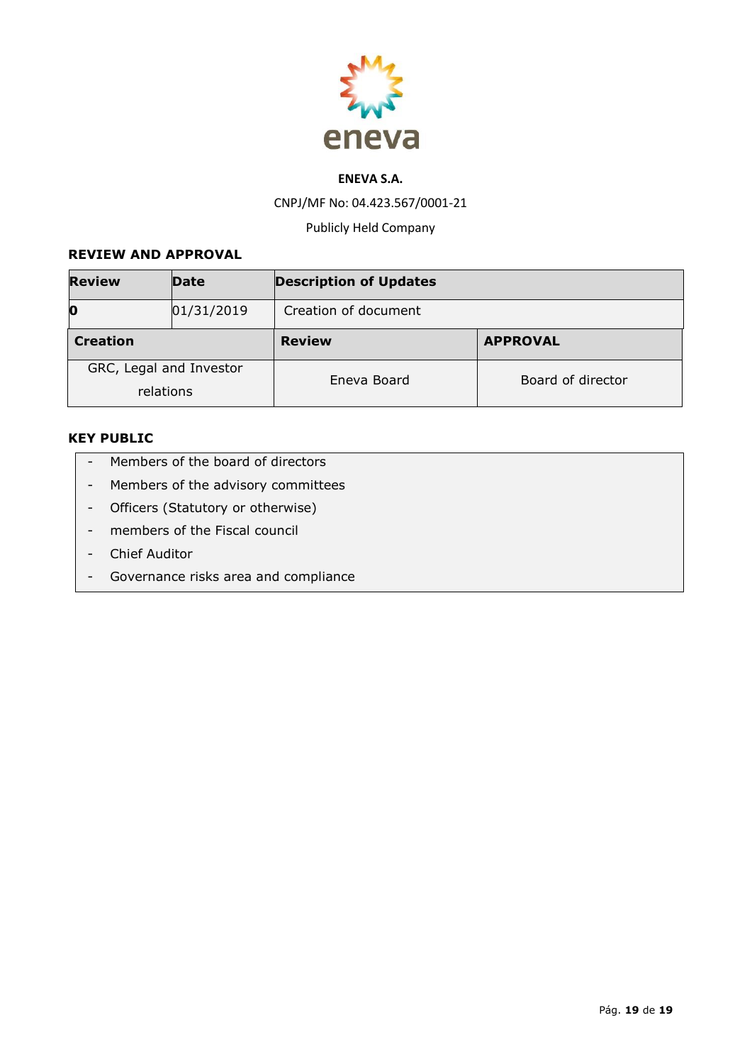**ENEVA S.A.**

CNPJ/MF No: 04.423.567/0001-21

Publicly Held Company

## REVIEW AND APPROVAL

| Review | Date | Description of Updates |
|---|---|---|
| **0** | 01/31/2019 | Creation of document |

| Creation | Review | APPROVAL |
|---|---|---|
| GRC, Legal and Investor relations | Eneva Board | Board of director |

## KEY PUBLIC

- Members of the board of directors
- Members of the advisory committees
- Officers (Statutory or otherwise)
- members of the Fiscal council
- Chief Auditor
- Governance risks area and compliance